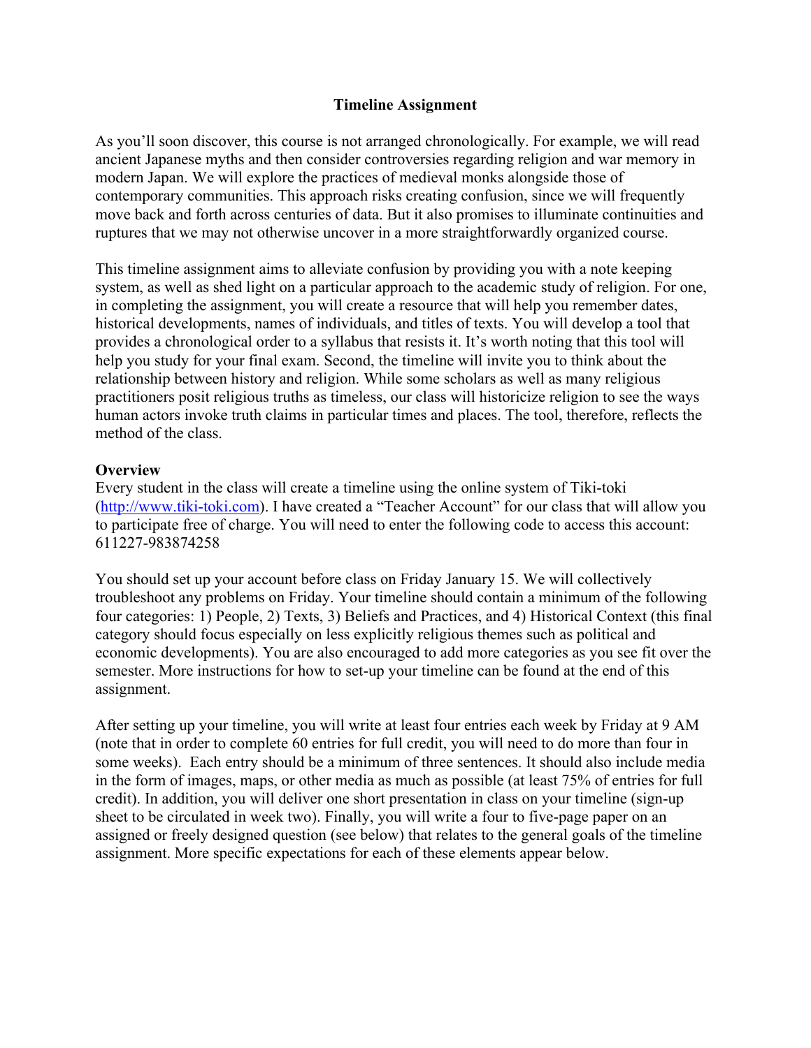# Timeline Assignment

As you'll soon discover, this course is not arranged chronologically. For example, we will read ancient Japanese myths and then consider controversies regarding religion and war memory in modern Japan. We will explore the practices of medieval monks alongside those of contemporary communities. This approach risks creating confusion, since we will frequently move back and forth across centuries of data. But it also promises to illuminate continuities and ruptures that we may not otherwise uncover in a more straightforwardly organized course.

This timeline assignment aims to alleviate confusion by providing you with a note keeping system, as well as shed light on a particular approach to the academic study of religion. For one, in completing the assignment, you will create a resource that will help you remember dates, historical developments, names of individuals, and titles of texts. You will develop a tool that provides a chronological order to a syllabus that resists it. It's worth noting that this tool will help you study for your final exam. Second, the timeline will invite you to think about the relationship between history and religion. While some scholars as well as many religious practitioners posit religious truths as timeless, our class will historicize religion to see the ways human actors invoke truth claims in particular times and places. The tool, therefore, reflects the method of the class.

## Overview

Every student in the class will create a timeline using the online system of Tiki-toki (http://www.tiki-toki.com). I have created a "Teacher Account" for our class that will allow you to participate free of charge. You will need to enter the following code to access this account: 611227-983874258

You should set up your account before class on Friday January 15. We will collectively troubleshoot any problems on Friday. Your timeline should contain a minimum of the following four categories: 1) People, 2) Texts, 3) Beliefs and Practices, and 4) Historical Context (this final category should focus especially on less explicitly religious themes such as political and economic developments). You are also encouraged to add more categories as you see fit over the semester. More instructions for how to set-up your timeline can be found at the end of this assignment.

After setting up your timeline, you will write at least four entries each week by Friday at 9 AM (note that in order to complete 60 entries for full credit, you will need to do more than four in some weeks). Each entry should be a minimum of three sentences. It should also include media in the form of images, maps, or other media as much as possible (at least 75% of entries for full credit). In addition, you will deliver one short presentation in class on your timeline (sign-up sheet to be circulated in week two). Finally, you will write a four to five-page paper on an assigned or freely designed question (see below) that relates to the general goals of the timeline assignment. More specific expectations for each of these elements appear below.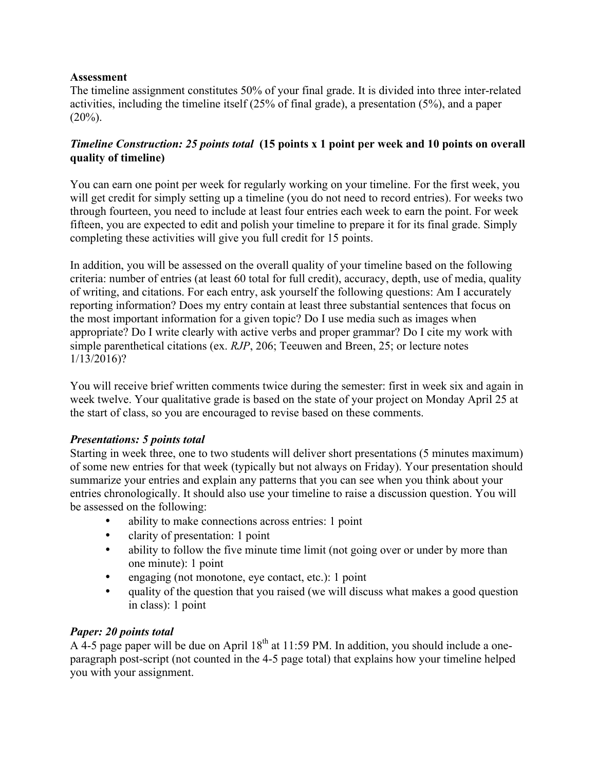**Assessment**

The timeline assignment constitutes 50% of your final grade. It is divided into three inter-related activities, including the timeline itself (25% of final grade), a presentation (5%), and a paper (20%).

***Timeline Construction: 25 points total*** **(15 points x 1 point per week and 10 points on overall quality of timeline)**

You can earn one point per week for regularly working on your timeline. For the first week, you will get credit for simply setting up a timeline (you do not need to record entries). For weeks two through fourteen, you need to include at least four entries each week to earn the point. For week fifteen, you are expected to edit and polish your timeline to prepare it for its final grade. Simply completing these activities will give you full credit for 15 points.

In addition, you will be assessed on the overall quality of your timeline based on the following criteria: number of entries (at least 60 total for full credit), accuracy, depth, use of media, quality of writing, and citations. For each entry, ask yourself the following questions: Am I accurately reporting information? Does my entry contain at least three substantial sentences that focus on the most important information for a given topic? Do I use media such as images when appropriate? Do I write clearly with active verbs and proper grammar? Do I cite my work with simple parenthetical citations (ex. *RJP*, 206; Teeuwen and Breen, 25; or lecture notes 1/13/2016)?

You will receive brief written comments twice during the semester: first in week six and again in week twelve. Your qualitative grade is based on the state of your project on Monday April 25 at the start of class, so you are encouraged to revise based on these comments.

***Presentations: 5 points total***

Starting in week three, one to two students will deliver short presentations (5 minutes maximum) of some new entries for that week (typically but not always on Friday). Your presentation should summarize your entries and explain any patterns that you can see when you think about your entries chronologically. It should also use your timeline to raise a discussion question. You will be assessed on the following:

- ability to make connections across entries: 1 point
- clarity of presentation: 1 point
- ability to follow the five minute time limit (not going over or under by more than one minute): 1 point
- engaging (not monotone, eye contact, etc.): 1 point
- quality of the question that you raised (we will discuss what makes a good question in class): 1 point

***Paper: 20 points total***

A 4-5 page paper will be due on April 18th at 11:59 PM. In addition, you should include a one-paragraph post-script (not counted in the 4-5 page total) that explains how your timeline helped you with your assignment.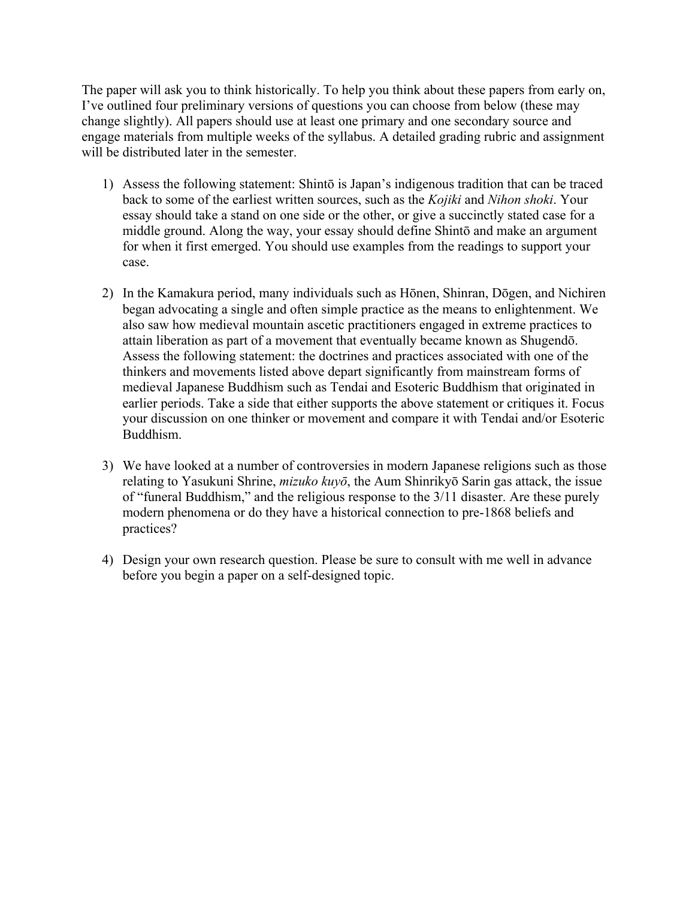The paper will ask you to think historically. To help you think about these papers from early on, I've outlined four preliminary versions of questions you can choose from below (these may change slightly). All papers should use at least one primary and one secondary source and engage materials from multiple weeks of the syllabus. A detailed grading rubric and assignment will be distributed later in the semester.

1) Assess the following statement: Shintō is Japan's indigenous tradition that can be traced back to some of the earliest written sources, such as the *Kojiki* and *Nihon shoki*. Your essay should take a stand on one side or the other, or give a succinctly stated case for a middle ground. Along the way, your essay should define Shintō and make an argument for when it first emerged. You should use examples from the readings to support your case.

2) In the Kamakura period, many individuals such as Hōnen, Shinran, Dōgen, and Nichiren began advocating a single and often simple practice as the means to enlightenment. We also saw how medieval mountain ascetic practitioners engaged in extreme practices to attain liberation as part of a movement that eventually became known as Shugendō. Assess the following statement: the doctrines and practices associated with one of the thinkers and movements listed above depart significantly from mainstream forms of medieval Japanese Buddhism such as Tendai and Esoteric Buddhism that originated in earlier periods. Take a side that either supports the above statement or critiques it. Focus your discussion on one thinker or movement and compare it with Tendai and/or Esoteric Buddhism.

3) We have looked at a number of controversies in modern Japanese religions such as those relating to Yasukuni Shrine, *mizuko kuyō*, the Aum Shinrikyō Sarin gas attack, the issue of "funeral Buddhism," and the religious response to the 3/11 disaster. Are these purely modern phenomena or do they have a historical connection to pre-1868 beliefs and practices?

4) Design your own research question. Please be sure to consult with me well in advance before you begin a paper on a self-designed topic.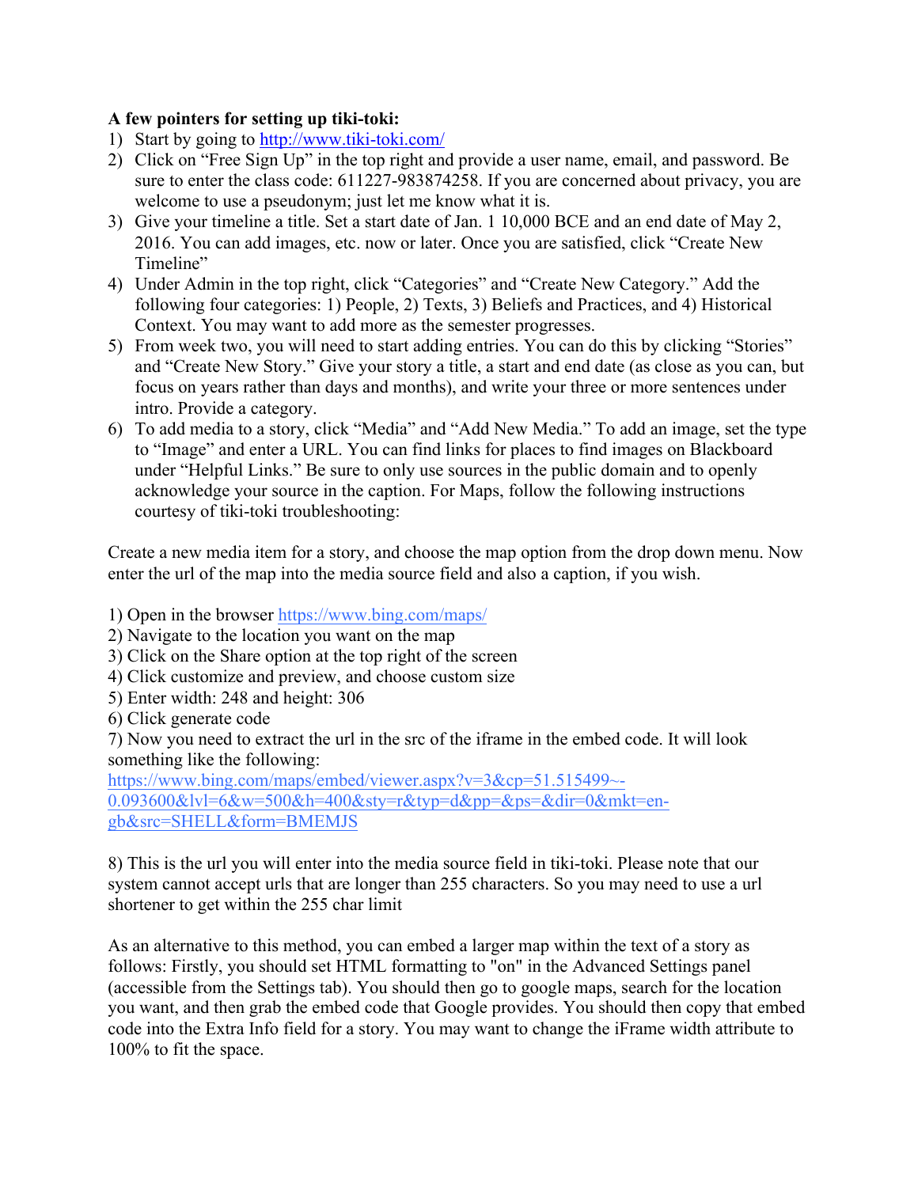**A few pointers for setting up tiki-toki:**

1) Start by going to http://www.tiki-toki.com/
2) Click on "Free Sign Up" in the top right and provide a user name, email, and password. Be sure to enter the class code: 611227-983874258. If you are concerned about privacy, you are welcome to use a pseudonym; just let me know what it is.
3) Give your timeline a title. Set a start date of Jan. 1 10,000 BCE and an end date of May 2, 2016. You can add images, etc. now or later. Once you are satisfied, click "Create New Timeline"
4) Under Admin in the top right, click "Categories" and "Create New Category." Add the following four categories: 1) People, 2) Texts, 3) Beliefs and Practices, and 4) Historical Context. You may want to add more as the semester progresses.
5) From week two, you will need to start adding entries. You can do this by clicking "Stories" and "Create New Story." Give your story a title, a start and end date (as close as you can, but focus on years rather than days and months), and write your three or more sentences under intro. Provide a category.
6) To add media to a story, click "Media" and "Add New Media." To add an image, set the type to "Image" and enter a URL. You can find links for places to find images on Blackboard under "Helpful Links." Be sure to only use sources in the public domain and to openly acknowledge your source in the caption. For Maps, follow the following instructions courtesy of tiki-toki troubleshooting:

Create a new media item for a story, and choose the map option from the drop down menu. Now enter the url of the map into the media source field and also a caption, if you wish.

1) Open in the browser https://www.bing.com/maps/
2) Navigate to the location you want on the map
3) Click on the Share option at the top right of the screen
4) Click customize and preview, and choose custom size
5) Enter width: 248 and height: 306
6) Click generate code
7) Now you need to extract the url in the src of the iframe in the embed code. It will look something like the following:
https://www.bing.com/maps/embed/viewer.aspx?v=3&cp=51.515499~-0.093600&lvl=6&w=500&h=400&sty=r&typ=d&pp=&ps=&dir=0&mkt=en-gb&src=SHELL&form=BMEMJS

8) This is the url you will enter into the media source field in tiki-toki. Please note that our system cannot accept urls that are longer than 255 characters. So you may need to use a url shortener to get within the 255 char limit

As an alternative to this method, you can embed a larger map within the text of a story as follows: Firstly, you should set HTML formatting to "on" in the Advanced Settings panel (accessible from the Settings tab). You should then go to google maps, search for the location you want, and then grab the embed code that Google provides. You should then copy that embed code into the Extra Info field for a story. You may want to change the iFrame width attribute to 100% to fit the space.